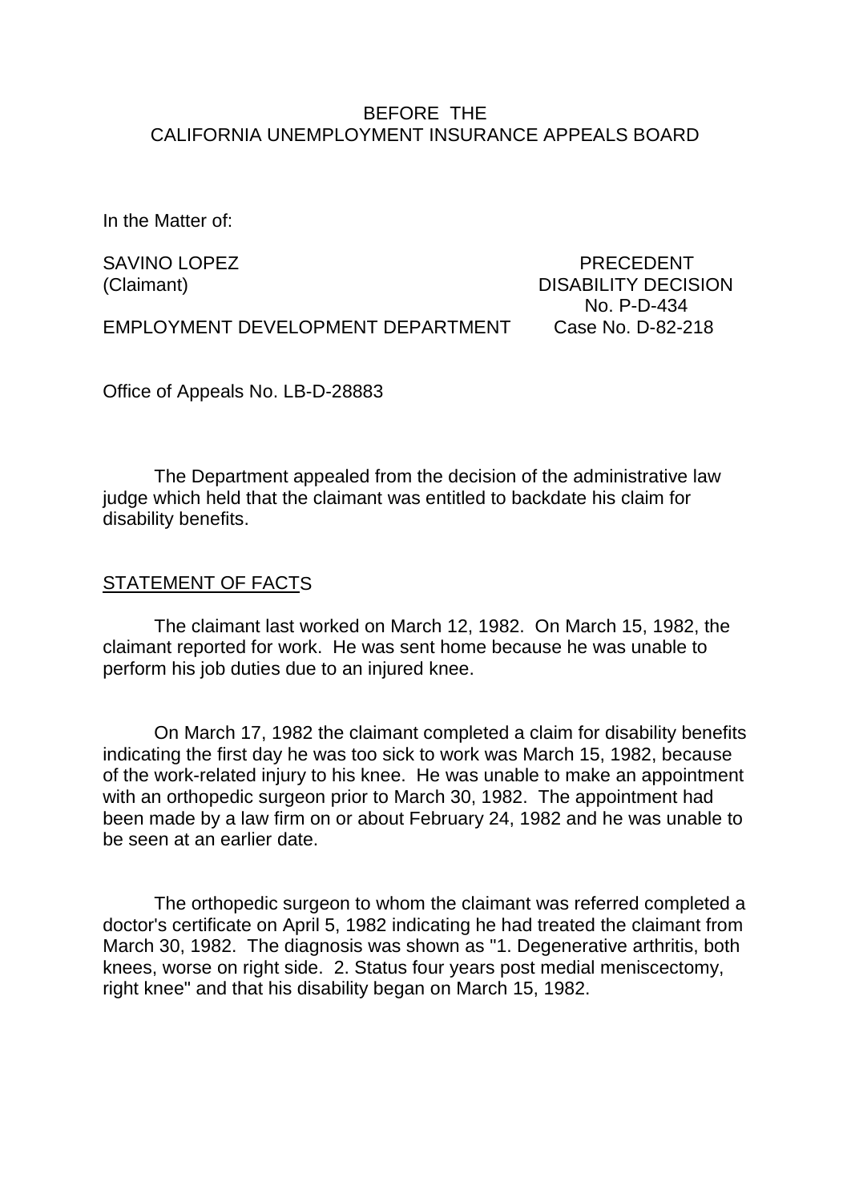BEFORE THE
CALIFORNIA UNEMPLOYMENT INSURANCE APPEALS BOARD

In the Matter of:

SAVINO LOPEZ
(Claimant)

PRECEDENT
DISABILITY DECISION
No. P-D-434

EMPLOYMENT DEVELOPMENT DEPARTMENT

Case No. D-82-218

Office of Appeals No. LB-D-28883

The Department appealed from the decision of the administrative law judge which held that the claimant was entitled to backdate his claim for disability benefits.

## STATEMENT OF FACTS

The claimant last worked on March 12, 1982. On March 15, 1982, the claimant reported for work. He was sent home because he was unable to perform his job duties due to an injured knee.

On March 17, 1982 the claimant completed a claim for disability benefits indicating the first day he was too sick to work was March 15, 1982, because of the work-related injury to his knee. He was unable to make an appointment with an orthopedic surgeon prior to March 30, 1982. The appointment had been made by a law firm on or about February 24, 1982 and he was unable to be seen at an earlier date.

The orthopedic surgeon to whom the claimant was referred completed a doctor's certificate on April 5, 1982 indicating he had treated the claimant from March 30, 1982. The diagnosis was shown as "1. Degenerative arthritis, both knees, worse on right side. 2. Status four years post medial meniscectomy, right knee" and that his disability began on March 15, 1982.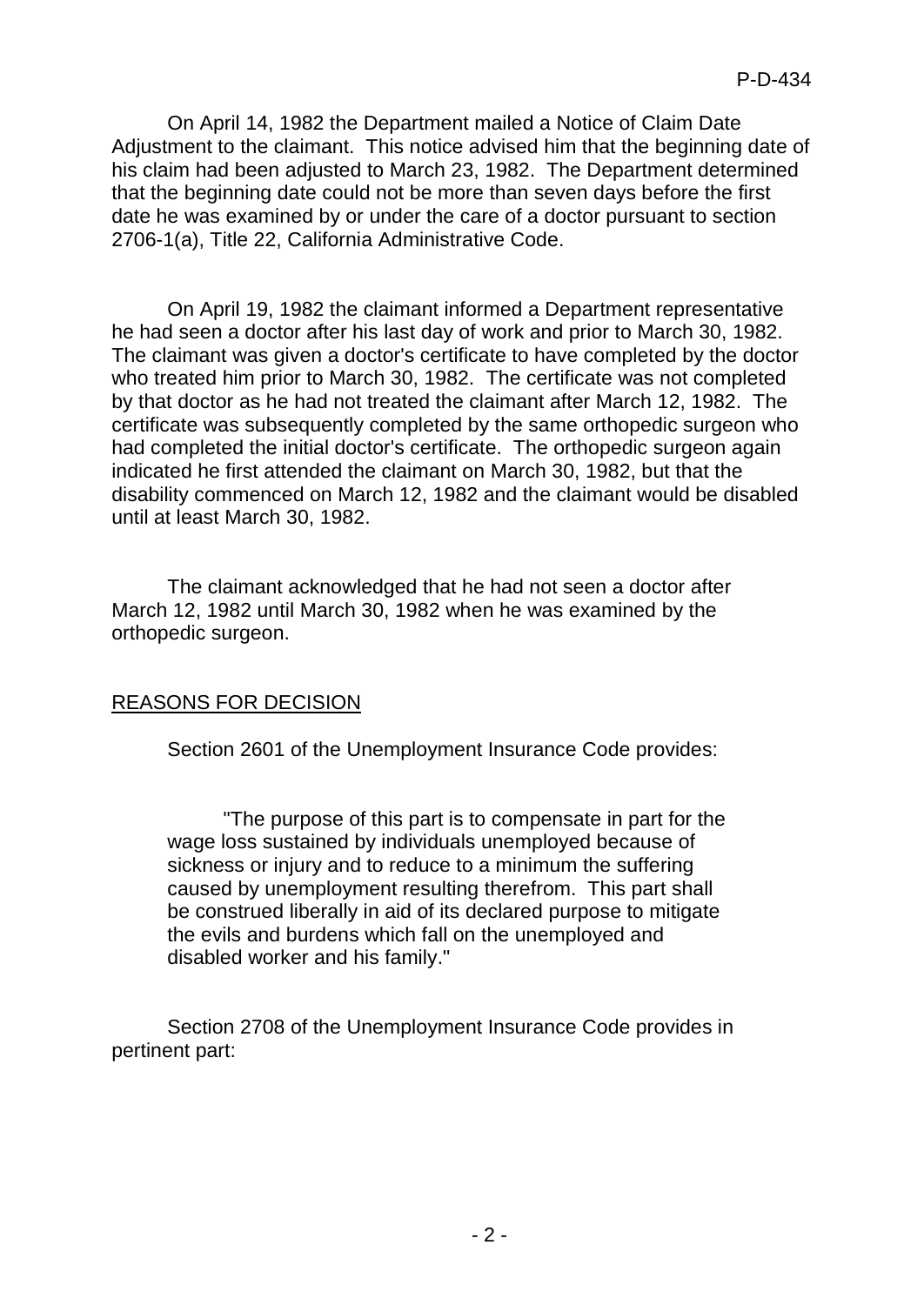On April 14, 1982 the Department mailed a Notice of Claim Date Adjustment to the claimant. This notice advised him that the beginning date of his claim had been adjusted to March 23, 1982. The Department determined that the beginning date could not be more than seven days before the first date he was examined by or under the care of a doctor pursuant to section 2706-1(a), Title 22, California Administrative Code.

On April 19, 1982 the claimant informed a Department representative he had seen a doctor after his last day of work and prior to March 30, 1982. The claimant was given a doctor's certificate to have completed by the doctor who treated him prior to March 30, 1982. The certificate was not completed by that doctor as he had not treated the claimant after March 12, 1982. The certificate was subsequently completed by the same orthopedic surgeon who had completed the initial doctor's certificate. The orthopedic surgeon again indicated he first attended the claimant on March 30, 1982, but that the disability commenced on March 12, 1982 and the claimant would be disabled until at least March 30, 1982.

The claimant acknowledged that he had not seen a doctor after March 12, 1982 until March 30, 1982 when he was examined by the orthopedic surgeon.

## REASONS FOR DECISION

Section 2601 of the Unemployment Insurance Code provides:

> "The purpose of this part is to compensate in part for the wage loss sustained by individuals unemployed because of sickness or injury and to reduce to a minimum the suffering caused by unemployment resulting therefrom. This part shall be construed liberally in aid of its declared purpose to mitigate the evils and burdens which fall on the unemployed and disabled worker and his family."

Section 2708 of the Unemployment Insurance Code provides in pertinent part: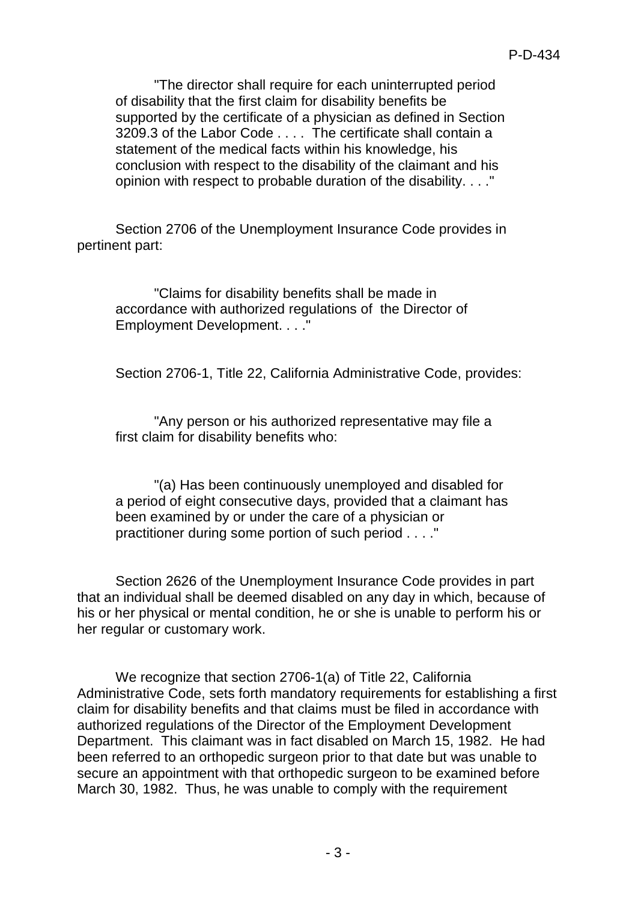"The director shall require for each uninterrupted period of disability that the first claim for disability benefits be supported by the certificate of a physician as defined in Section 3209.3 of the Labor Code . . . . The certificate shall contain a statement of the medical facts within his knowledge, his conclusion with respect to the disability of the claimant and his opinion with respect to probable duration of the disability. . . ."

Section 2706 of the Unemployment Insurance Code provides in pertinent part:

"Claims for disability benefits shall be made in accordance with authorized regulations of the Director of Employment Development. . . ."

Section 2706-1, Title 22, California Administrative Code, provides:

"Any person or his authorized representative may file a first claim for disability benefits who:

"(a) Has been continuously unemployed and disabled for a period of eight consecutive days, provided that a claimant has been examined by or under the care of a physician or practitioner during some portion of such period . . . ."

Section 2626 of the Unemployment Insurance Code provides in part that an individual shall be deemed disabled on any day in which, because of his or her physical or mental condition, he or she is unable to perform his or her regular or customary work.

We recognize that section 2706-1(a) of Title 22, California Administrative Code, sets forth mandatory requirements for establishing a first claim for disability benefits and that claims must be filed in accordance with authorized regulations of the Director of the Employment Development Department. This claimant was in fact disabled on March 15, 1982. He had been referred to an orthopedic surgeon prior to that date but was unable to secure an appointment with that orthopedic surgeon to be examined before March 30, 1982. Thus, he was unable to comply with the requirement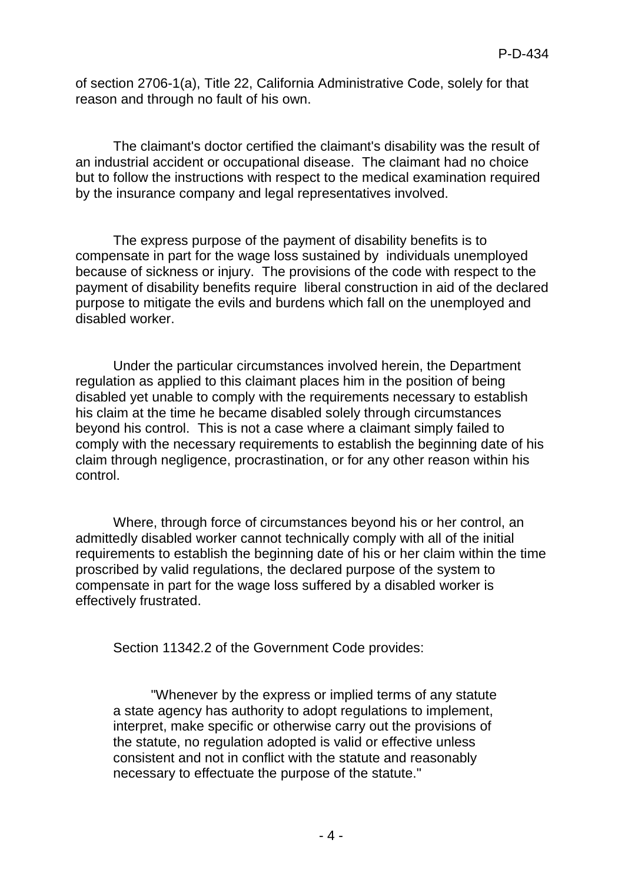of section 2706-1(a), Title 22, California Administrative Code, solely for that reason and through no fault of his own.

The claimant's doctor certified the claimant's disability was the result of an industrial accident or occupational disease. The claimant had no choice but to follow the instructions with respect to the medical examination required by the insurance company and legal representatives involved.

The express purpose of the payment of disability benefits is to compensate in part for the wage loss sustained by individuals unemployed because of sickness or injury. The provisions of the code with respect to the payment of disability benefits require liberal construction in aid of the declared purpose to mitigate the evils and burdens which fall on the unemployed and disabled worker.

Under the particular circumstances involved herein, the Department regulation as applied to this claimant places him in the position of being disabled yet unable to comply with the requirements necessary to establish his claim at the time he became disabled solely through circumstances beyond his control. This is not a case where a claimant simply failed to comply with the necessary requirements to establish the beginning date of his claim through negligence, procrastination, or for any other reason within his control.

Where, through force of circumstances beyond his or her control, an admittedly disabled worker cannot technically comply with all of the initial requirements to establish the beginning date of his or her claim within the time proscribed by valid regulations, the declared purpose of the system to compensate in part for the wage loss suffered by a disabled worker is effectively frustrated.

Section 11342.2 of the Government Code provides:

> "Whenever by the express or implied terms of any statute a state agency has authority to adopt regulations to implement, interpret, make specific or otherwise carry out the provisions of the statute, no regulation adopted is valid or effective unless consistent and not in conflict with the statute and reasonably necessary to effectuate the purpose of the statute."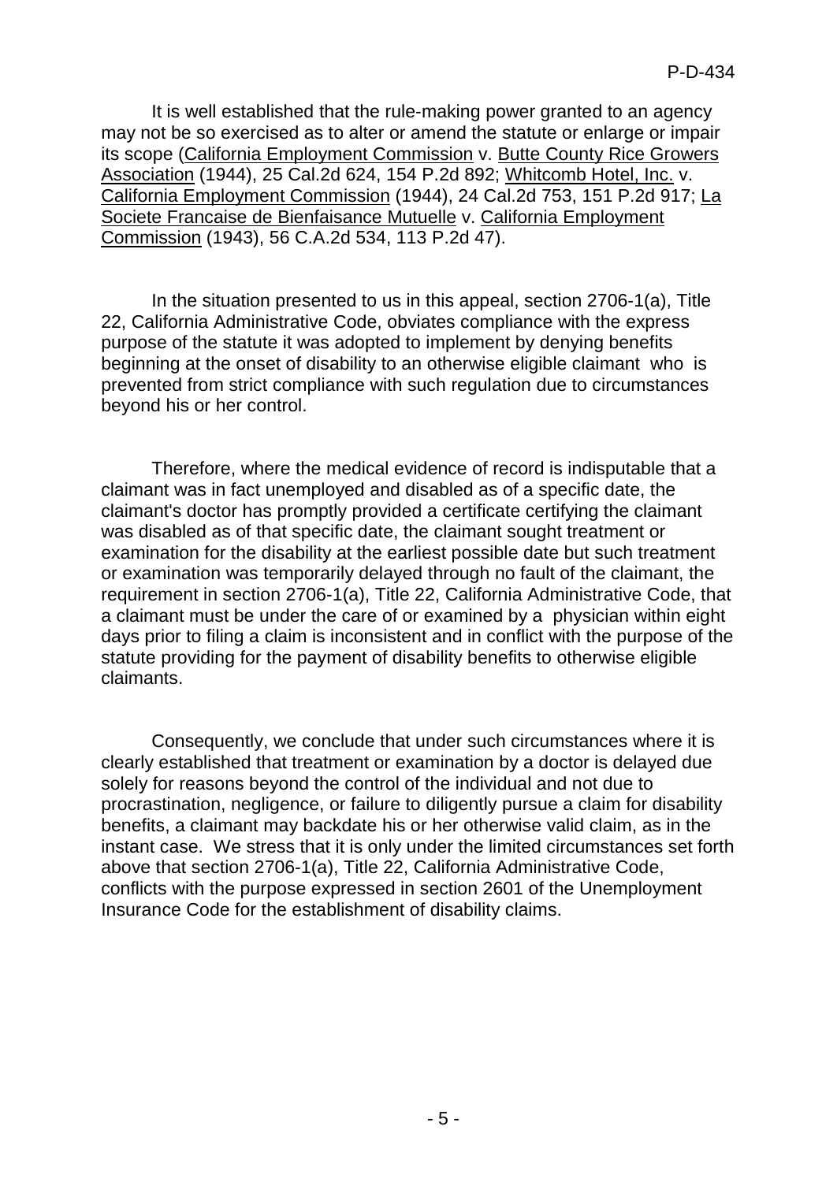It is well established that the rule-making power granted to an agency may not be so exercised as to alter or amend the statute or enlarge or impair its scope (California Employment Commission v. Butte County Rice Growers Association (1944), 25 Cal.2d 624, 154 P.2d 892; Whitcomb Hotel, Inc. v. California Employment Commission (1944), 24 Cal.2d 753, 151 P.2d 917; La Societe Francaise de Bienfaisance Mutuelle v. California Employment Commission (1943), 56 C.A.2d 534, 113 P.2d 47).

In the situation presented to us in this appeal, section 2706-1(a), Title 22, California Administrative Code, obviates compliance with the express purpose of the statute it was adopted to implement by denying benefits beginning at the onset of disability to an otherwise eligible claimant who is prevented from strict compliance with such regulation due to circumstances beyond his or her control.

Therefore, where the medical evidence of record is indisputable that a claimant was in fact unemployed and disabled as of a specific date, the claimant's doctor has promptly provided a certificate certifying the claimant was disabled as of that specific date, the claimant sought treatment or examination for the disability at the earliest possible date but such treatment or examination was temporarily delayed through no fault of the claimant, the requirement in section 2706-1(a), Title 22, California Administrative Code, that a claimant must be under the care of or examined by a physician within eight days prior to filing a claim is inconsistent and in conflict with the purpose of the statute providing for the payment of disability benefits to otherwise eligible claimants.

Consequently, we conclude that under such circumstances where it is clearly established that treatment or examination by a doctor is delayed due solely for reasons beyond the control of the individual and not due to procrastination, negligence, or failure to diligently pursue a claim for disability benefits, a claimant may backdate his or her otherwise valid claim, as in the instant case. We stress that it is only under the limited circumstances set forth above that section 2706-1(a), Title 22, California Administrative Code, conflicts with the purpose expressed in section 2601 of the Unemployment Insurance Code for the establishment of disability claims.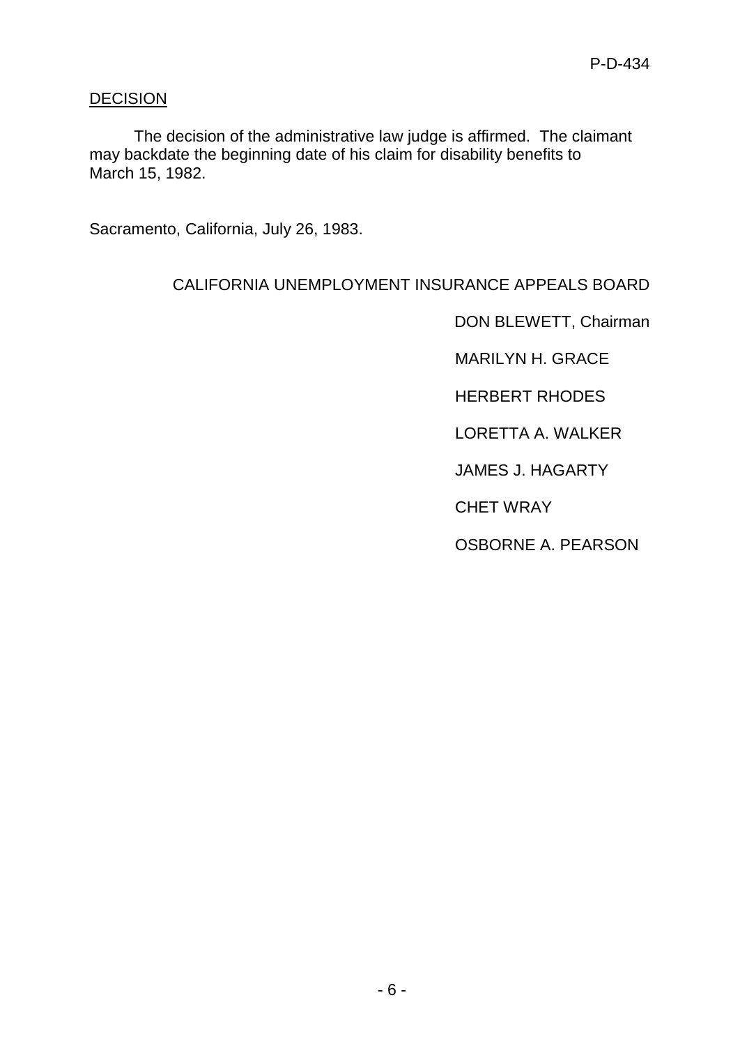P-D-434

<u>DECISION</u>

The decision of the administrative law judge is affirmed. The claimant may backdate the beginning date of his claim for disability benefits to March 15, 1982.

Sacramento, California, July 26, 1983.

CALIFORNIA UNEMPLOYMENT INSURANCE APPEALS BOARD

DON BLEWETT, Chairman

MARILYN H. GRACE

HERBERT RHODES

LORETTA A. WALKER

JAMES J. HAGARTY

CHET WRAY

OSBORNE A. PEARSON